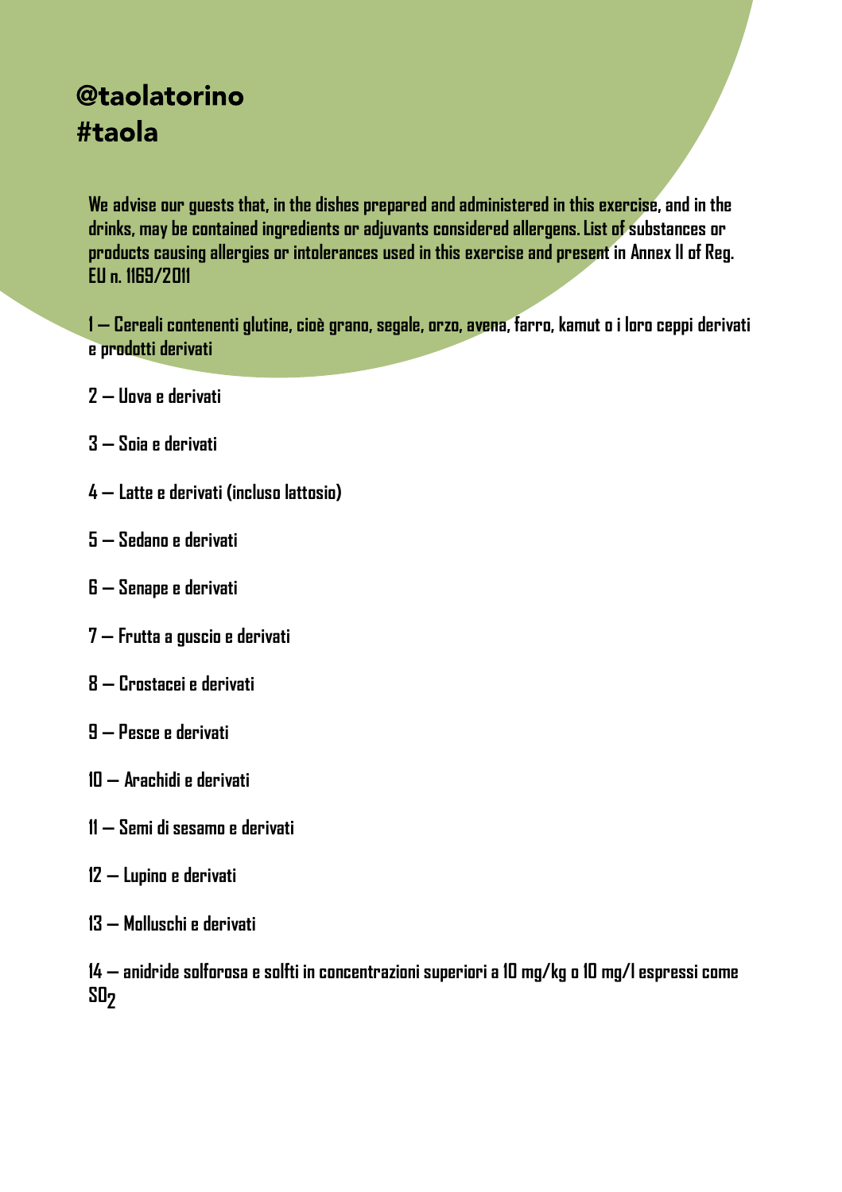@taolatorino
#taola

**We advise our guests that, in the dishes prepared and administered in this exercise, and in the drinks, may be contained ingredients or adjuvants considered allergens. List of substances or products causing allergies or intolerances used in this exercise and present in Annex II of Reg. EU n. 1169/2011**

**1 — Cereali contenenti glutine, cioè grano, segale, orzo, avena, farro, kamut o i loro ceppi derivati e prodotti derivati**

2 — Uova e derivati

3 — Soia e derivati

4 — Latte e derivati (incluso lattosio)

5 — Sedano e derivati

6 — Senape e derivati

7 — Frutta a guscio e derivati

8 — Crostacei e derivati

9 — Pesce e derivati

10 — Arachidi e derivati

11 — Semi di sesamo e derivati

12 — Lupino e derivati

13 — Molluschi e derivati

14 — anidride solforosa e solfiti in concentrazioni superiori a 10 mg/kg o 10 mg/l espressi come $SO_2$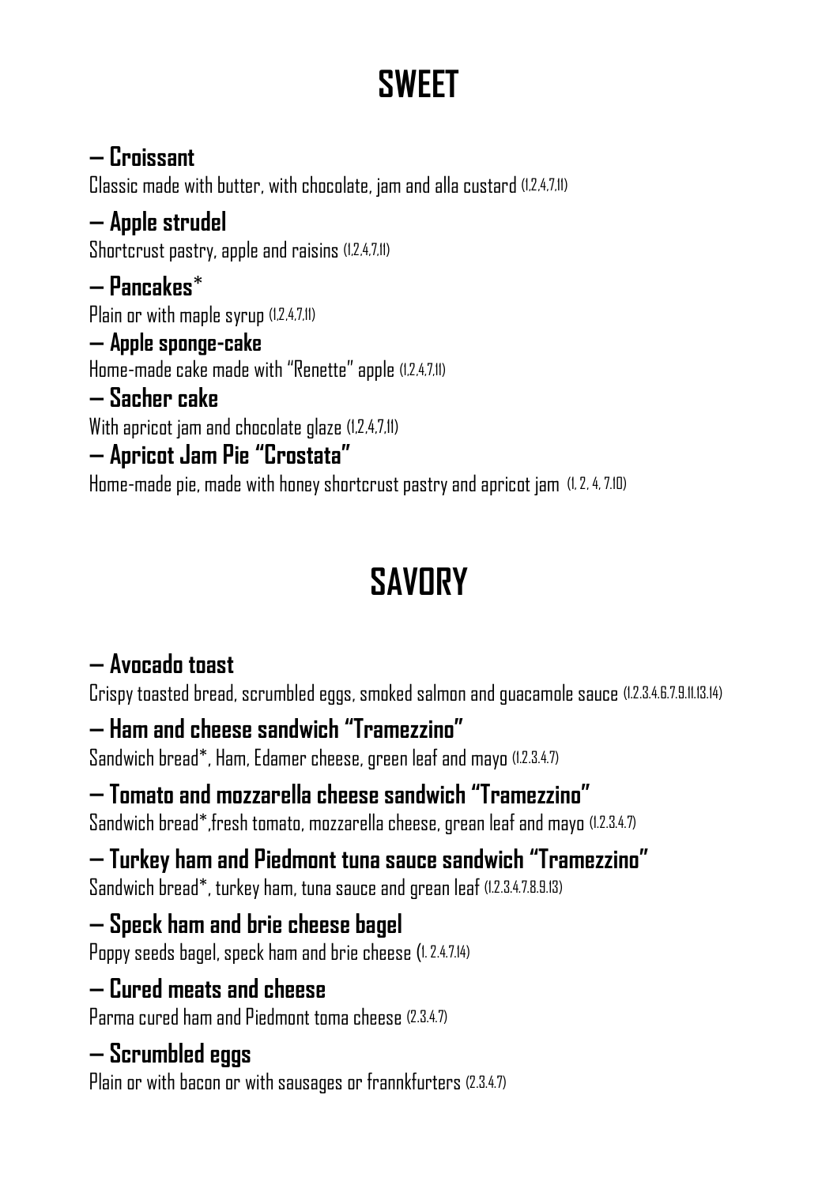# SWEET

### — Croissant
Classic made with butter, with chocolate, jam and alla custard (1,2,4,7,11)

### — Apple strudel
Shortcrust pastry, apple and raisins (1,2,4,7,11)

### — Pancakes*
Plain or with maple syrup (1,2,4,7,11)

### — Apple sponge-cake
Home-made cake made with "Renette" apple (1,2,4,7,11)

### — Sacher cake
With apricot jam and chocolate glaze (1,2,4,7,11)

### — Apricot Jam Pie "Crostata"
Home-made pie, made with honey shortcrust pastry and apricot jam (1, 2, 4, 7.10)

# SAVORY

### — Avocado toast
Crispy toasted bread, scrumbled eggs, smoked salmon and guacamole sauce (1.2.3.4.6.7.9.11.13.14)

### — Ham and cheese sandwich "Tramezzino"
Sandwich bread*, Ham, Edamer cheese, green leaf and mayo (1.2.3.4.7)

### — Tomato and mozzarella cheese sandwich "Tramezzino"
Sandwich bread*,fresh tomato, mozzarella cheese, grean leaf and mayo (1.2.3.4.7)

### — Turkey ham and Piedmont tuna sauce sandwich "Tramezzino"
Sandwich bread*, turkey ham, tuna sauce and grean leaf (1.2.3.4.7.8.9.13)

### — Speck ham and brie cheese bagel
Poppy seeds bagel, speck ham and brie cheese (1. 2.4.7.14)

### — Cured meats and cheese
Parma cured ham and Piedmont toma cheese (2.3.4.7)

### — Scrumbled eggs
Plain or with bacon or with sausages or frannkfurters (2.3.4.7)